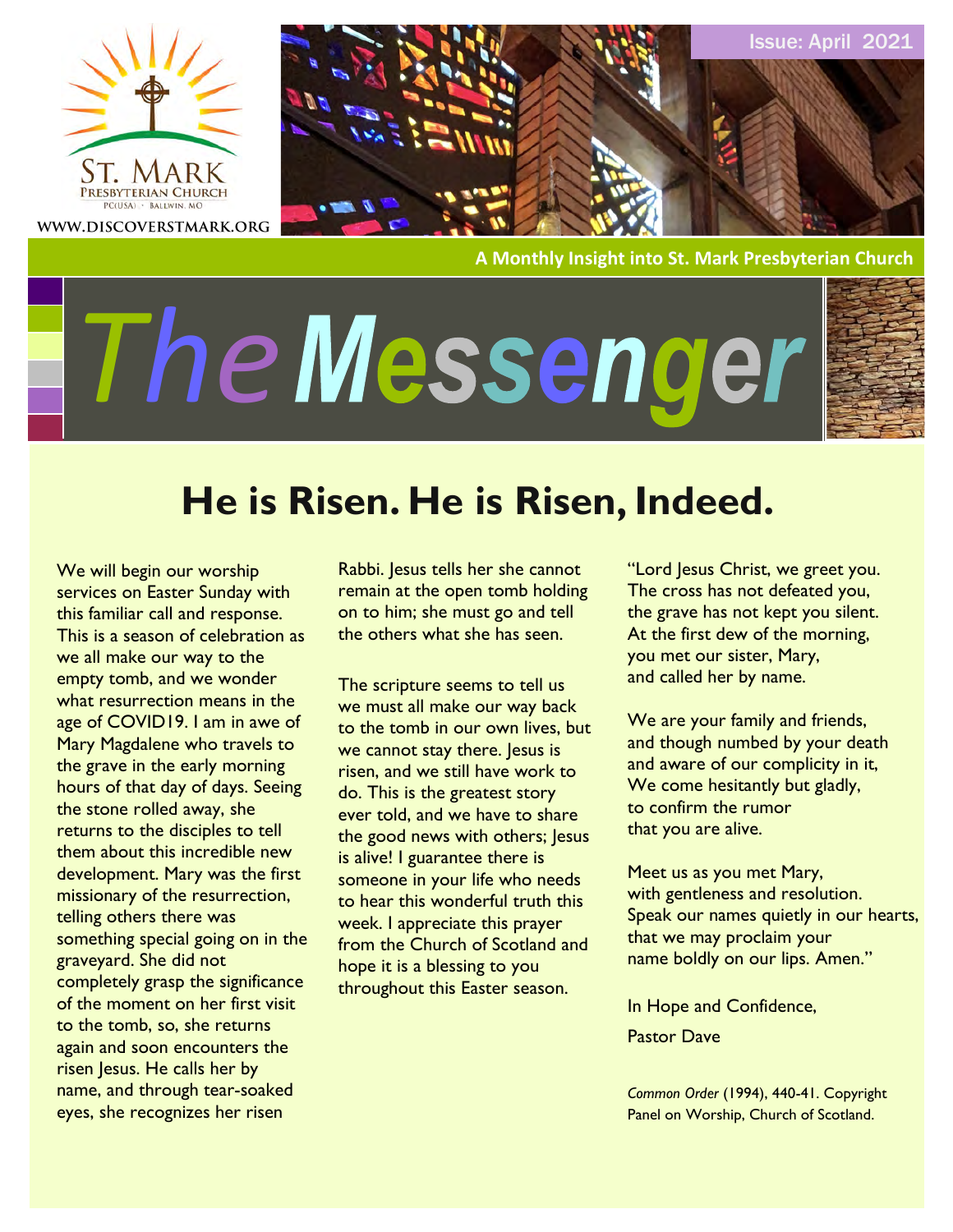ST. MARK PRESBYTERIAN CHURCH
PC(USA) · BALLWIN, MO

WWW.DISCOVERSTMARK.ORG

Issue: April 2021

A Monthly Insight into St. Mark Presbyterian Church

# The Messenger

## He is Risen. He is Risen, Indeed.

We will begin our worship services on Easter Sunday with this familiar call and response. This is a season of celebration as we all make our way to the empty tomb, and we wonder what resurrection means in the age of COVID19. I am in awe of Mary Magdalene who travels to the grave in the early morning hours of that day of days. Seeing the stone rolled away, she returns to the disciples to tell them about this incredible new development. Mary was the first missionary of the resurrection, telling others there was something special going on in the graveyard. She did not completely grasp the significance of the moment on her first visit to the tomb, so, she returns again and soon encounters the risen Jesus. He calls her by name, and through tear-soaked eyes, she recognizes her risen Rabbi. Jesus tells her she cannot remain at the open tomb holding on to him; she must go and tell the others what she has seen.

The scripture seems to tell us we must all make our way back to the tomb in our own lives, but we cannot stay there. Jesus is risen, and we still have work to do. This is the greatest story ever told, and we have to share the good news with others; Jesus is alive! I guarantee there is someone in your life who needs to hear this wonderful truth this week. I appreciate this prayer from the Church of Scotland and hope it is a blessing to you throughout this Easter season.

"Lord Jesus Christ, we greet you.
The cross has not defeated you,
the grave has not kept you silent.
At the first dew of the morning,
you met our sister, Mary,
and called her by name.

We are your family and friends,
and though numbed by your death
and aware of our complicity in it,
We come hesitantly but gladly,
to confirm the rumor
that you are alive.

Meet us as you met Mary,
with gentleness and resolution.
Speak our names quietly in our hearts,
that we may proclaim your
name boldly on our lips. Amen."

In Hope and Confidence,

Pastor Dave

*Common Order* (1994), 440-41. Copyright Panel on Worship, Church of Scotland.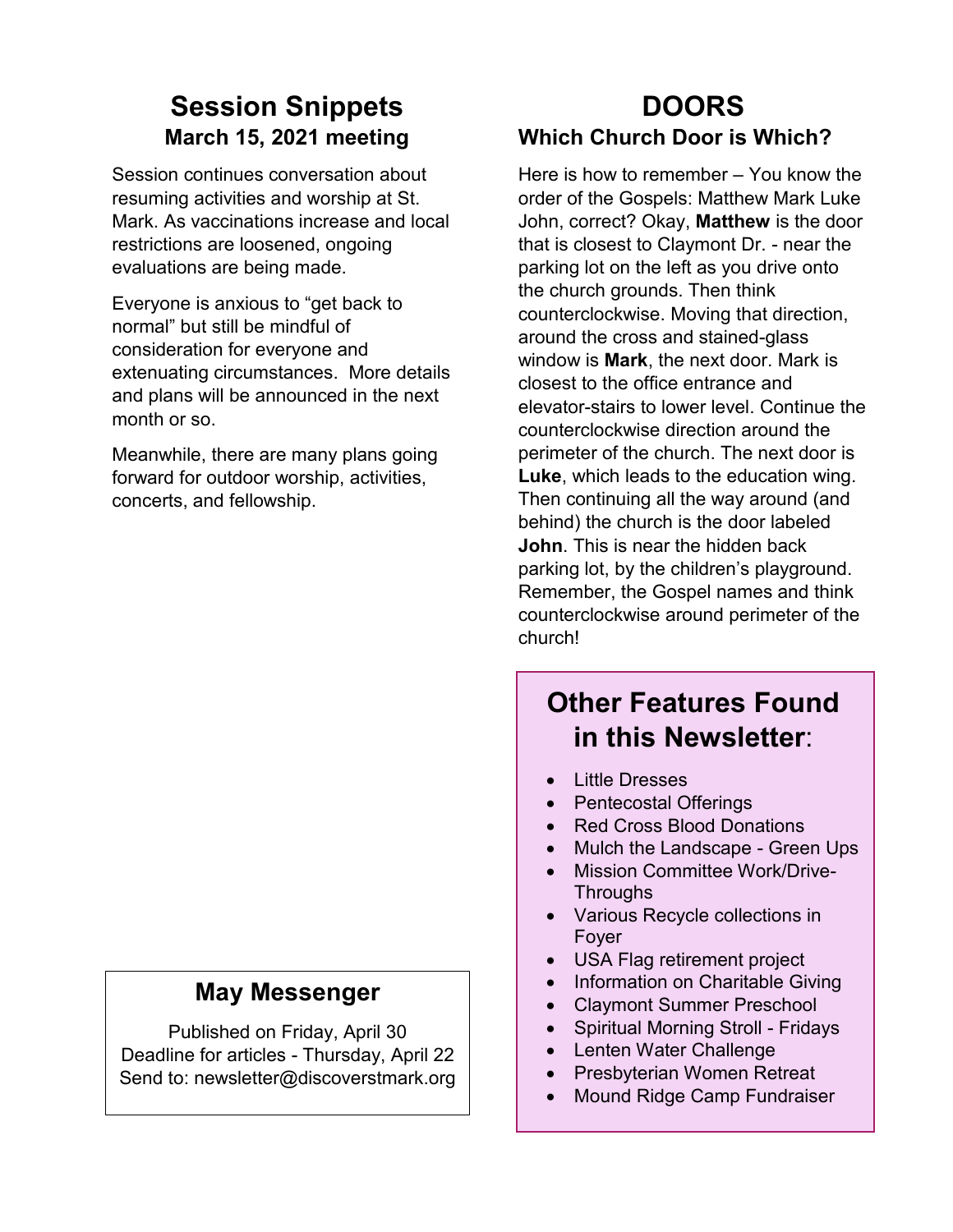## Session Snippets

### March 15, 2021 meeting

Session continues conversation about resuming activities and worship at St. Mark. As vaccinations increase and local restrictions are loosened, ongoing evaluations are being made.

Everyone is anxious to "get back to normal" but still be mindful of consideration for everyone and extenuating circumstances. More details and plans will be announced in the next month or so.

Meanwhile, there are many plans going forward for outdoor worship, activities, concerts, and fellowship.

## May Messenger

Published on Friday, April 30
Deadline for articles - Thursday, April 22
Send to: newsletter@discoverstmark.org

## DOORS

### Which Church Door is Which?

Here is how to remember – You know the order of the Gospels: Matthew Mark Luke John, correct? Okay, **Matthew** is the door that is closest to Claymont Dr. - near the parking lot on the left as you drive onto the church grounds. Then think counterclockwise. Moving that direction, around the cross and stained-glass window is **Mark**, the next door. Mark is closest to the office entrance and elevator-stairs to lower level. Continue the counterclockwise direction around the perimeter of the church. The next door is **Luke**, which leads to the education wing. Then continuing all the way around (and behind) the church is the door labeled **John**. This is near the hidden back parking lot, by the children's playground. Remember, the Gospel names and think counterclockwise around perimeter of the church!

## Other Features Found in this Newsletter:

- Little Dresses
- Pentecostal Offerings
- Red Cross Blood Donations
- Mulch the Landscape - Green Ups
- Mission Committee Work/Drive-Throughs
- Various Recycle collections in Foyer
- USA Flag retirement project
- Information on Charitable Giving
- Claymont Summer Preschool
- Spiritual Morning Stroll - Fridays
- Lenten Water Challenge
- Presbyterian Women Retreat
- Mound Ridge Camp Fundraiser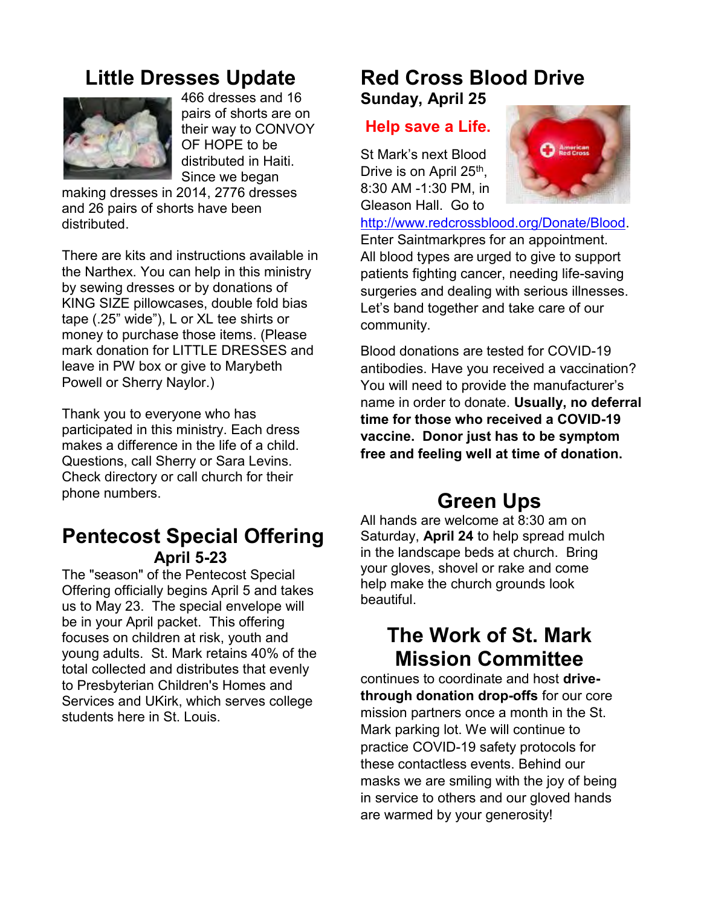## Little Dresses Update

466 dresses and 16 pairs of shorts are on their way to CONVOY OF HOPE to be distributed in Haiti. Since we began making dresses in 2014, 2776 dresses and 26 pairs of shorts have been distributed.

There are kits and instructions available in the Narthex. You can help in this ministry by sewing dresses or by donations of KING SIZE pillowcases, double fold bias tape (.25" wide"), L or XL tee shirts or money to purchase those items. (Please mark donation for LITTLE DRESSES and leave in PW box or give to Marybeth Powell or Sherry Naylor.)

Thank you to everyone who has participated in this ministry. Each dress makes a difference in the life of a child. Questions, call Sherry or Sara Levins. Check directory or call church for their phone numbers.

## Pentecost Special Offering

### April 5-23

The "season" of the Pentecost Special Offering officially begins April 5 and takes us to May 23. The special envelope will be in your April packet. This offering focuses on children at risk, youth and young adults. St. Mark retains 40% of the total collected and distributes that evenly to Presbyterian Children's Homes and Services and UKirk, which serves college students here in St. Louis.

## Red Cross Blood Drive

### Sunday, April 25

**Help save a Life.**

St Mark's next Blood Drive is on April 25th, 8:30 AM -1:30 PM, in Gleason Hall. Go to http://www.redcrossblood.org/Donate/Blood. Enter Saintmarkpres for an appointment. All blood types are urged to give to support patients fighting cancer, needing life-saving surgeries and dealing with serious illnesses. Let's band together and take care of our community.

Blood donations are tested for COVID-19 antibodies. Have you received a vaccination? You will need to provide the manufacturer's name in order to donate. **Usually, no deferral time for those who received a COVID-19 vaccine. Donor just has to be symptom free and feeling well at time of donation.**

## Green Ups

All hands are welcome at 8:30 am on Saturday, **April 24** to help spread mulch in the landscape beds at church. Bring your gloves, shovel or rake and come help make the church grounds look beautiful.

## The Work of St. Mark Mission Committee

continues to coordinate and host **drive-through donation drop-offs** for our core mission partners once a month in the St. Mark parking lot. We will continue to practice COVID-19 safety protocols for these contactless events. Behind our masks we are smiling with the joy of being in service to others and our gloved hands are warmed by your generosity!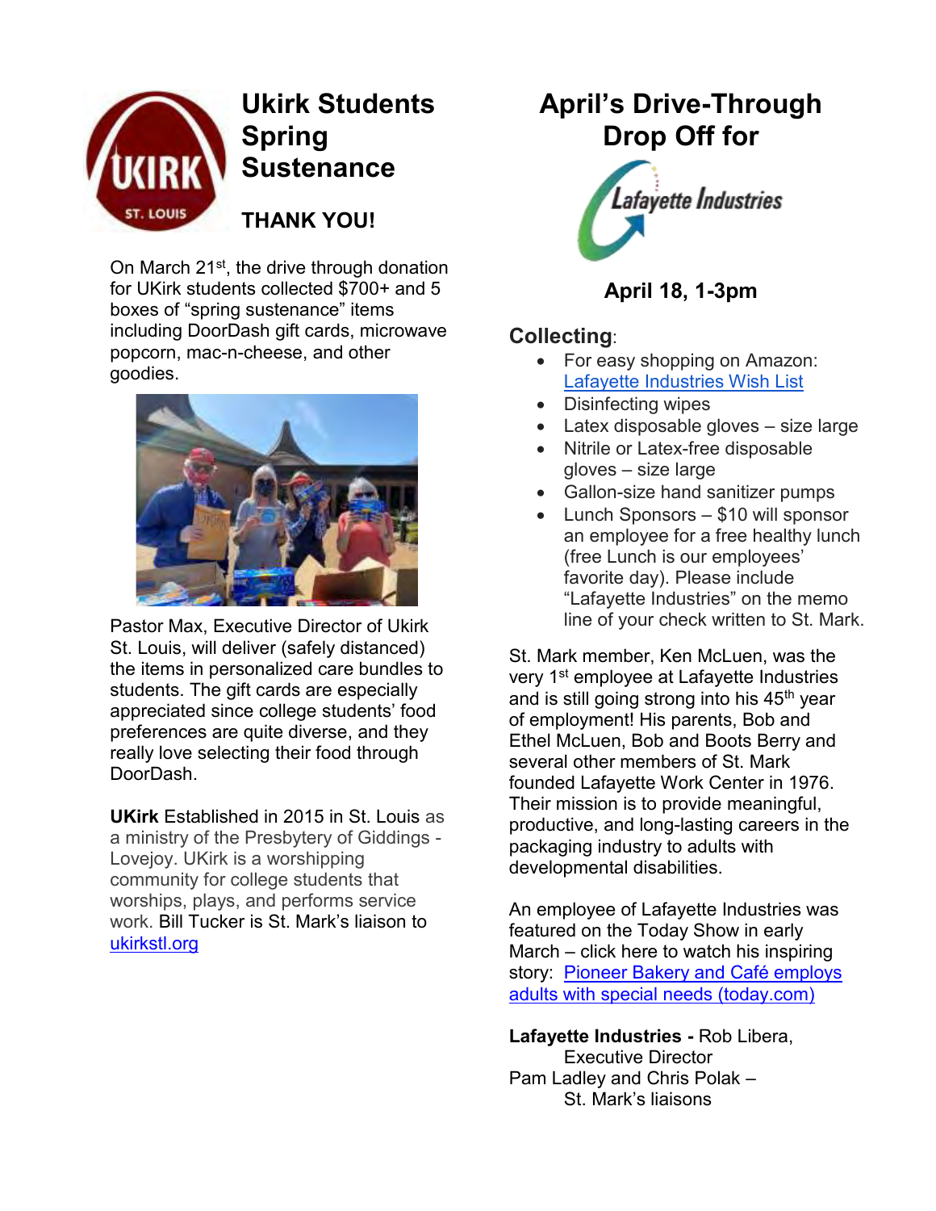## Ukirk Students Spring Sustenance

### THANK YOU!

On March 21st, the drive through donation for UKirk students collected $700+ and 5 boxes of "spring sustenance" items including DoorDash gift cards, microwave popcorn, mac-n-cheese, and other goodies.

Pastor Max, Executive Director of Ukirk St. Louis, will deliver (safely distanced) the items in personalized care bundles to students. The gift cards are especially appreciated since college students' food preferences are quite diverse, and they really love selecting their food through DoorDash.

**UKirk** Established in 2015 in St. Louis as a ministry of the Presbytery of Giddings - Lovejoy. UKirk is a worshipping community for college students that worships, plays, and performs service work. Bill Tucker is St. Mark's liaison to ukirkstl.org

## April's Drive-Through Drop Off for

Lafayette Industries

### April 18, 1-3pm

### Collecting:

- For easy shopping on Amazon: Lafayette Industries Wish List
- Disinfecting wipes
- Latex disposable gloves – size large
- Nitrile or Latex-free disposable gloves – size large
- Gallon-size hand sanitizer pumps
- Lunch Sponsors – $10 will sponsor an employee for a free healthy lunch (free Lunch is our employees' favorite day). Please include "Lafayette Industries" on the memo line of your check written to St. Mark.

St. Mark member, Ken McLuen, was the very 1st employee at Lafayette Industries and is still going strong into his 45th year of employment! His parents, Bob and Ethel McLuen, Bob and Boots Berry and several other members of St. Mark founded Lafayette Work Center in 1976. Their mission is to provide meaningful, productive, and long-lasting careers in the packaging industry to adults with developmental disabilities.

An employee of Lafayette Industries was featured on the Today Show in early March – click here to watch his inspiring story: Pioneer Bakery and Café employs adults with special needs (today.com)

**Lafayette Industries -** Rob Libera, Executive Director
Pam Ladley and Chris Polak – St. Mark's liaisons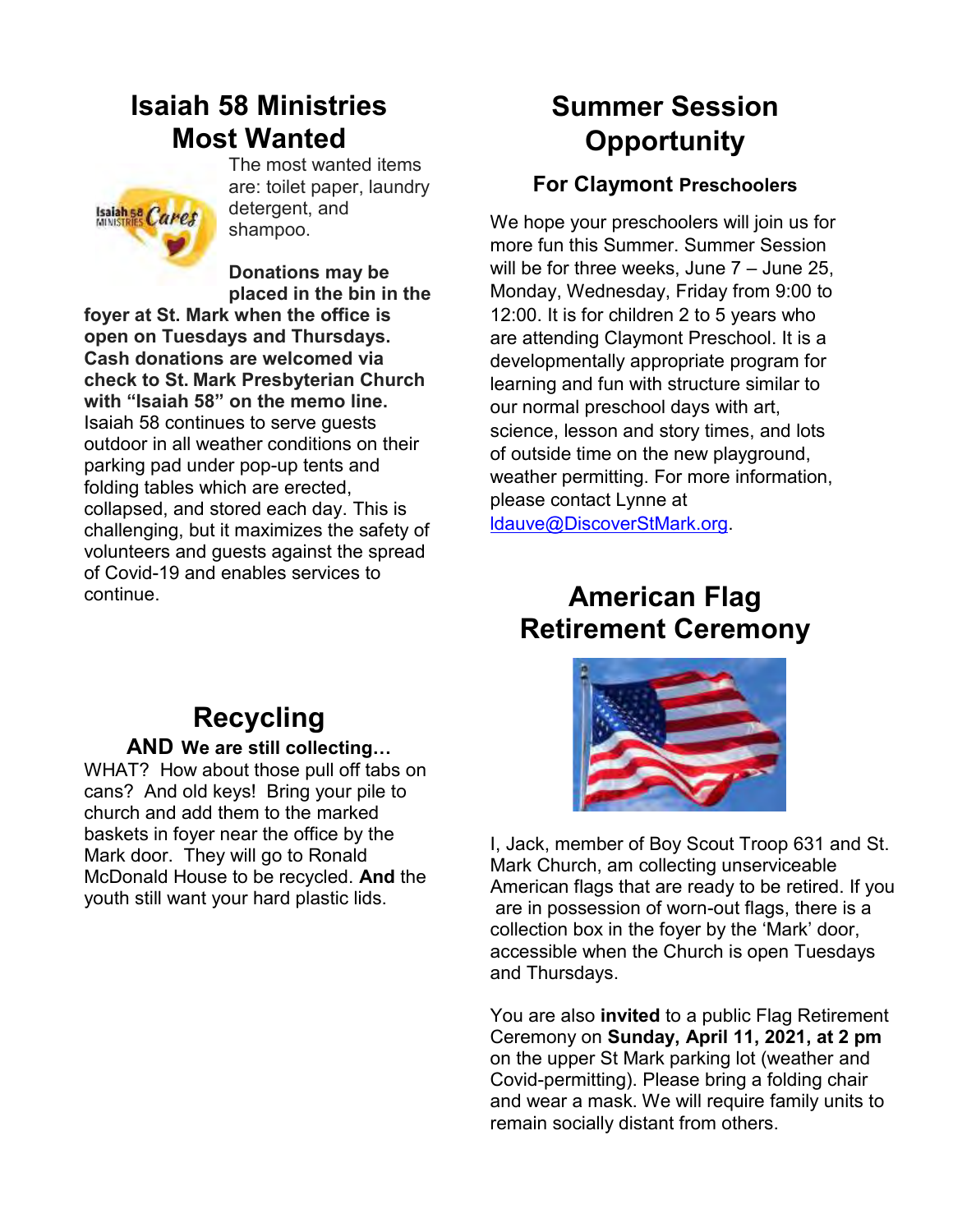# Isaiah 58 Ministries Most Wanted

The most wanted items are: toilet paper, laundry detergent, and shampoo.

**Donations may be placed in the bin in the foyer at St. Mark when the office is open on Tuesdays and Thursdays. Cash donations are welcomed via check to St. Mark Presbyterian Church with "Isaiah 58" on the memo line.** Isaiah 58 continues to serve guests outdoor in all weather conditions on their parking pad under pop-up tents and folding tables which are erected, collapsed, and stored each day. This is challenging, but it maximizes the safety of volunteers and guests against the spread of Covid-19 and enables services to continue.

# Recycling

**AND We are still collecting…**

WHAT? How about those pull off tabs on cans? And old keys! Bring your pile to church and add them to the marked baskets in foyer near the office by the Mark door. They will go to Ronald McDonald House to be recycled. **And** the youth still want your hard plastic lids.

# Summer Session Opportunity

### For Claymont Preschoolers

We hope your preschoolers will join us for more fun this Summer. Summer Session will be for three weeks, June 7 – June 25, Monday, Wednesday, Friday from 9:00 to 12:00. It is for children 2 to 5 years who are attending Claymont Preschool. It is a developmentally appropriate program for learning and fun with structure similar to our normal preschool days with art, science, lesson and story times, and lots of outside time on the new playground, weather permitting. For more information, please contact Lynne at ldauve@DiscoverStMark.org.

# American Flag Retirement Ceremony

I, Jack, member of Boy Scout Troop 631 and St. Mark Church, am collecting unserviceable American flags that are ready to be retired. If you are in possession of worn-out flags, there is a collection box in the foyer by the 'Mark' door, accessible when the Church is open Tuesdays and Thursdays.

You are also **invited** to a public Flag Retirement Ceremony on **Sunday, April 11, 2021, at 2 pm** on the upper St Mark parking lot (weather and Covid-permitting). Please bring a folding chair and wear a mask. We will require family units to remain socially distant from others.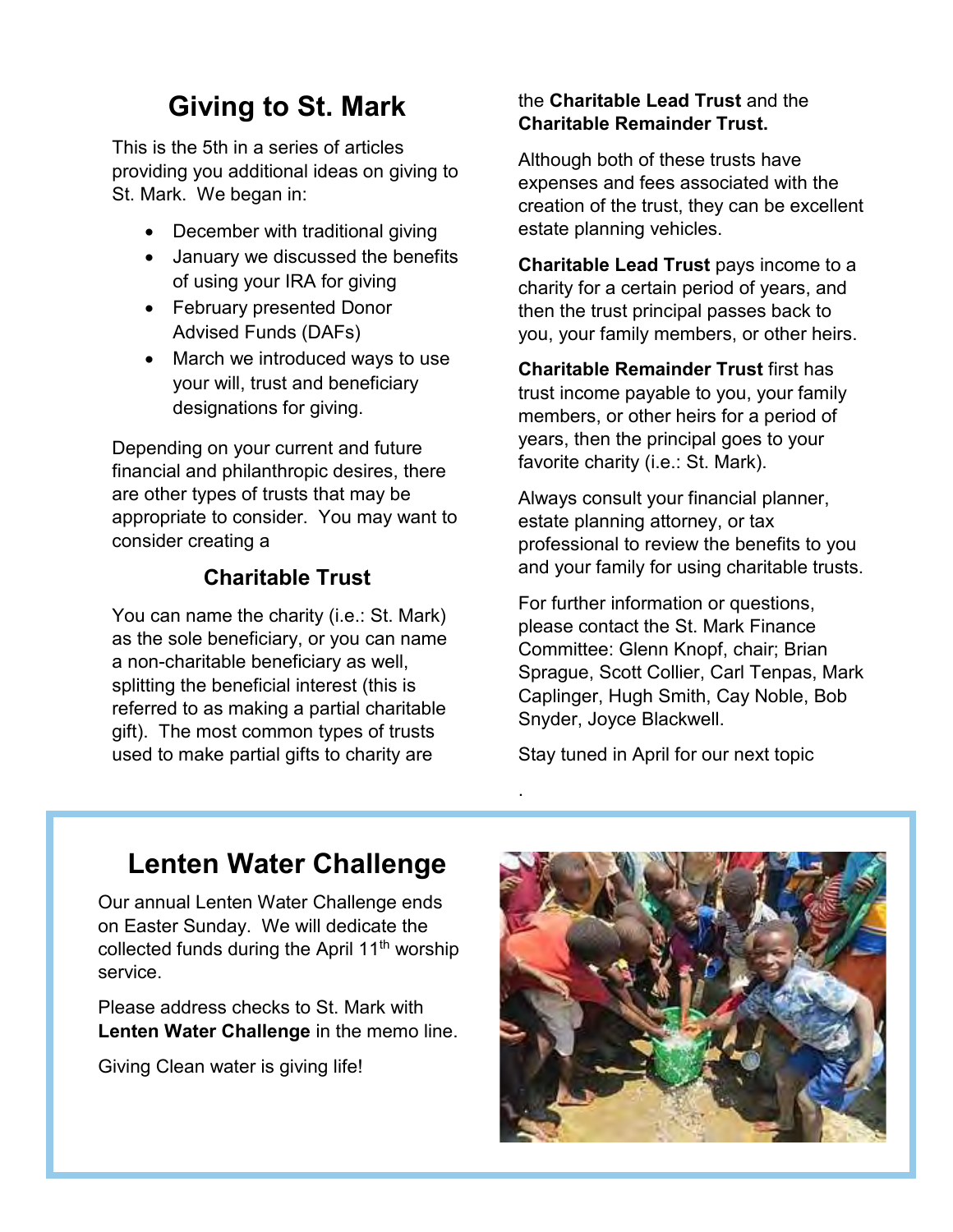# Giving to St. Mark

This is the 5th in a series of articles providing you additional ideas on giving to St. Mark. We began in:

- December with traditional giving
- January we discussed the benefits of using your IRA for giving
- February presented Donor Advised Funds (DAFs)
- March we introduced ways to use your will, trust and beneficiary designations for giving.

Depending on your current and future financial and philanthropic desires, there are other types of trusts that may be appropriate to consider. You may want to consider creating a

### Charitable Trust

You can name the charity (i.e.: St. Mark) as the sole beneficiary, or you can name a non-charitable beneficiary as well, splitting the beneficial interest (this is referred to as making a partial charitable gift). The most common types of trusts used to make partial gifts to charity are the **Charitable Lead Trust** and the **Charitable Remainder Trust.**

Although both of these trusts have expenses and fees associated with the creation of the trust, they can be excellent estate planning vehicles.

**Charitable Lead Trust** pays income to a charity for a certain period of years, and then the trust principal passes back to you, your family members, or other heirs.

**Charitable Remainder Trust** first has trust income payable to you, your family members, or other heirs for a period of years, then the principal goes to your favorite charity (i.e.: St. Mark).

Always consult your financial planner, estate planning attorney, or tax professional to review the benefits to you and your family for using charitable trusts.

For further information or questions, please contact the St. Mark Finance Committee: Glenn Knopf, chair; Brian Sprague, Scott Collier, Carl Tenpas, Mark Caplinger, Hugh Smith, Cay Noble, Bob Snyder, Joyce Blackwell.

Stay tuned in April for our next topic

.

# Lenten Water Challenge

Our annual Lenten Water Challenge ends on Easter Sunday. We will dedicate the collected funds during the April 11th worship service.

Please address checks to St. Mark with **Lenten Water Challenge** in the memo line.

Giving Clean water is giving life!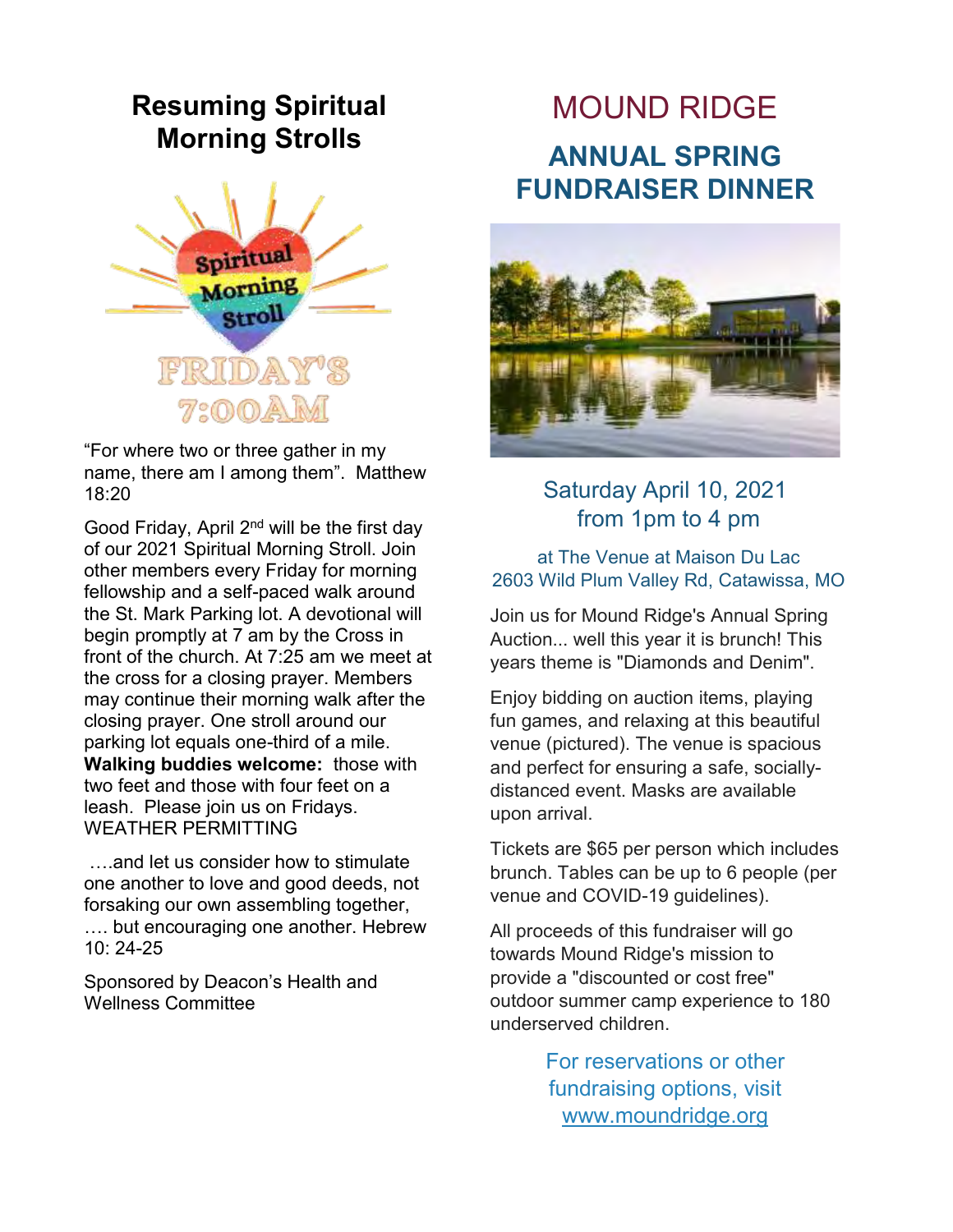## Resuming Spiritual Morning Strolls

Spiritual Morning Stroll

FRIDAY'S 7:00AM

"For where two or three gather in my name, there am I among them". Matthew 18:20

Good Friday, April 2nd will be the first day of our 2021 Spiritual Morning Stroll. Join other members every Friday for morning fellowship and a self-paced walk around the St. Mark Parking lot. A devotional will begin promptly at 7 am by the Cross in front of the church. At 7:25 am we meet at the cross for a closing prayer. Members may continue their morning walk after the closing prayer. One stroll around our parking lot equals one-third of a mile. **Walking buddies welcome:** those with two feet and those with four feet on a leash. Please join us on Fridays. WEATHER PERMITTING

….and let us consider how to stimulate one another to love and good deeds, not forsaking our own assembling together, …. but encouraging one another. Hebrew 10: 24-25

Sponsored by Deacon's Health and Wellness Committee

# MOUND RIDGE

## ANNUAL SPRING FUNDRAISER DINNER

Saturday April 10, 2021
from 1pm to 4 pm

at The Venue at Maison Du Lac
2603 Wild Plum Valley Rd, Catawissa, MO

Join us for Mound Ridge's Annual Spring Auction... well this year it is brunch! This years theme is "Diamonds and Denim".

Enjoy bidding on auction items, playing fun games, and relaxing at this beautiful venue (pictured). The venue is spacious and perfect for ensuring a safe, socially-distanced event. Masks are available upon arrival.

Tickets are $65 per person which includes brunch. Tables can be up to 6 people (per venue and COVID-19 guidelines).

All proceeds of this fundraiser will go towards Mound Ridge's mission to provide a "discounted or cost free" outdoor summer camp experience to 180 underserved children.

For reservations or other fundraising options, visit www.moundridge.org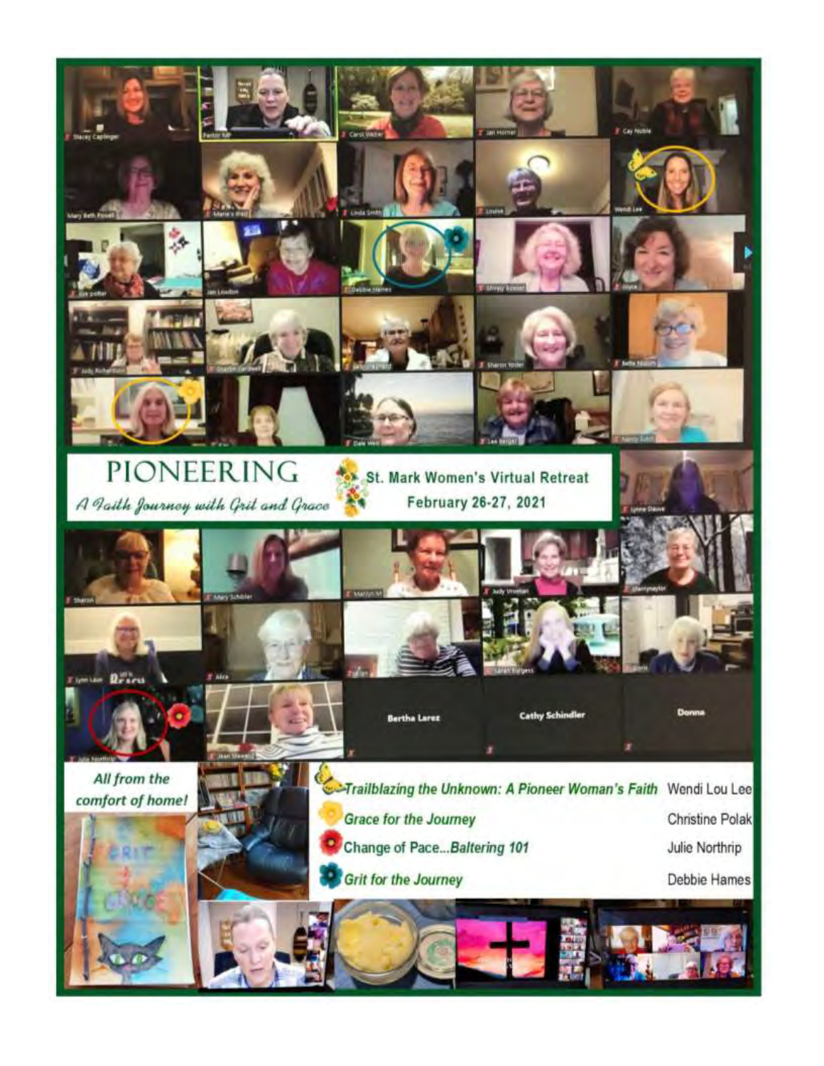# PIONEERING

*A Faith Journey with Grit and Grace*

**St. Mark Women's Virtual Retreat**
**February 26-27, 2021**

*All from the comfort of home!*

| | |
|---|---|
| *Trailblazing the Unknown: A Pioneer Woman's Faith* | Wendi Lou Lee |
| *Grace for the Journey* | Christine Polak |
| Change of Pace...*Baltering 101* | Julie Northrip |
| *Grit for the Journey* | Debbie Hames |